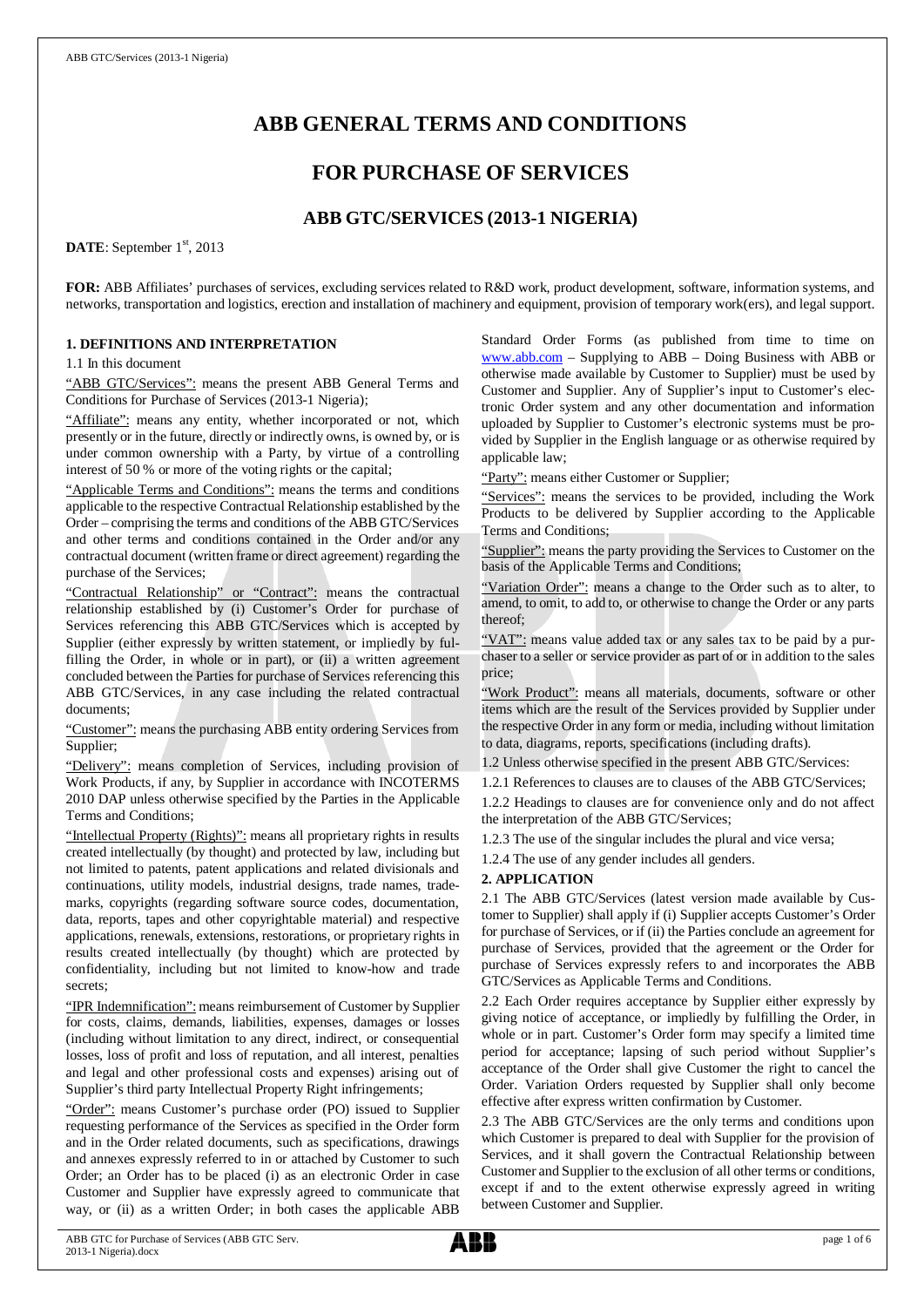# ABB GENERAL TERMS AND CONDITIONS

## FOR PURCHASE OF SERVICES

### ABB GTC/SERVICES (2013-1 NIGERIA)

**DATE**: September 1st, 2013

**FOR:** ABB Affiliates' purchases of services, excluding services related to R&D work, product development, software, information systems, and networks, transportation and logistics, erection and installation of machinery and equipment, provision of temporary work(ers), and legal support.

**1. DEFINITIONS AND INTERPRETATION**

1.1 In this document

"ABB GTC/Services": means the present ABB General Terms and Conditions for Purchase of Services (2013-1 Nigeria);

"Affiliate": means any entity, whether incorporated or not, which presently or in the future, directly or indirectly owns, is owned by, or is under common ownership with a Party, by virtue of a controlling interest of 50 % or more of the voting rights or the capital;

"Applicable Terms and Conditions": means the terms and conditions applicable to the respective Contractual Relationship established by the Order – comprising the terms and conditions of the ABB GTC/Services and other terms and conditions contained in the Order and/or any contractual document (written frame or direct agreement) regarding the purchase of the Services;

"Contractual Relationship" or "Contract": means the contractual relationship established by (i) Customer's Order for purchase of Services referencing this ABB GTC/Services which is accepted by Supplier (either expressly by written statement, or impliedly by fulfilling the Order, in whole or in part), or (ii) a written agreement concluded between the Parties for purchase of Services referencing this ABB GTC/Services, in any case including the related contractual documents;

"Customer": means the purchasing ABB entity ordering Services from Supplier;

"Delivery": means completion of Services, including provision of Work Products, if any, by Supplier in accordance with INCOTERMS 2010 DAP unless otherwise specified by the Parties in the Applicable Terms and Conditions;

"Intellectual Property (Rights)": means all proprietary rights in results created intellectually (by thought) and protected by law, including but not limited to patents, patent applications and related divisionals and continuations, utility models, industrial designs, trade names, trademarks, copyrights (regarding software source codes, documentation, data, reports, tapes and other copyrightable material) and respective applications, renewals, extensions, restorations, or proprietary rights in results created intellectually (by thought) which are protected by confidentiality, including but not limited to know-how and trade secrets;

"IPR Indemnification": means reimbursement of Customer by Supplier for costs, claims, demands, liabilities, expenses, damages or losses (including without limitation to any direct, indirect, or consequential losses, loss of profit and loss of reputation, and all interest, penalties and legal and other professional costs and expenses) arising out of Supplier's third party Intellectual Property Right infringements;

"Order": means Customer's purchase order (PO) issued to Supplier requesting performance of the Services as specified in the Order form and in the Order related documents, such as specifications, drawings and annexes expressly referred to in or attached by Customer to such Order; an Order has to be placed (i) as an electronic Order in case Customer and Supplier have expressly agreed to communicate that way, or (ii) as a written Order; in both cases the applicable ABB Standard Order Forms (as published from time to time on www.abb.com – Supplying to ABB – Doing Business with ABB or otherwise made available by Customer to Supplier) must be used by Customer and Supplier. Any of Supplier's input to Customer's electronic Order system and any other documentation and information uploaded by Supplier to Customer's electronic systems must be provided by Supplier in the English language or as otherwise required by applicable law;

"Party": means either Customer or Supplier;

"Services": means the services to be provided, including the Work Products to be delivered by Supplier according to the Applicable Terms and Conditions;

"Supplier": means the party providing the Services to Customer on the basis of the Applicable Terms and Conditions;

"Variation Order": means a change to the Order such as to alter, to amend, to omit, to add to, or otherwise to change the Order or any parts thereof;

"VAT": means value added tax or any sales tax to be paid by a purchaser to a seller or service provider as part of or in addition to the sales price;

"Work Product": means all materials, documents, software or other items which are the result of the Services provided by Supplier under the respective Order in any form or media, including without limitation to data, diagrams, reports, specifications (including drafts).

1.2 Unless otherwise specified in the present ABB GTC/Services:

1.2.1 References to clauses are to clauses of the ABB GTC/Services;

1.2.2 Headings to clauses are for convenience only and do not affect the interpretation of the ABB GTC/Services;

1.2.3 The use of the singular includes the plural and vice versa;

1.2.4 The use of any gender includes all genders.

**2. APPLICATION**

2.1 The ABB GTC/Services (latest version made available by Customer to Supplier) shall apply if (i) Supplier accepts Customer's Order for purchase of Services, or if (ii) the Parties conclude an agreement for purchase of Services, provided that the agreement or the Order for purchase of Services expressly refers to and incorporates the ABB GTC/Services as Applicable Terms and Conditions.

2.2 Each Order requires acceptance by Supplier either expressly by giving notice of acceptance, or impliedly by fulfilling the Order, in whole or in part. Customer's Order form may specify a limited time period for acceptance; lapsing of such period without Supplier's acceptance of the Order shall give Customer the right to cancel the Order. Variation Orders requested by Supplier shall only become effective after express written confirmation by Customer.

2.3 The ABB GTC/Services are the only terms and conditions upon which Customer is prepared to deal with Supplier for the provision of Services, and it shall govern the Contractual Relationship between Customer and Supplier to the exclusion of all other terms or conditions, except if and to the extent otherwise expressly agreed in writing between Customer and Supplier.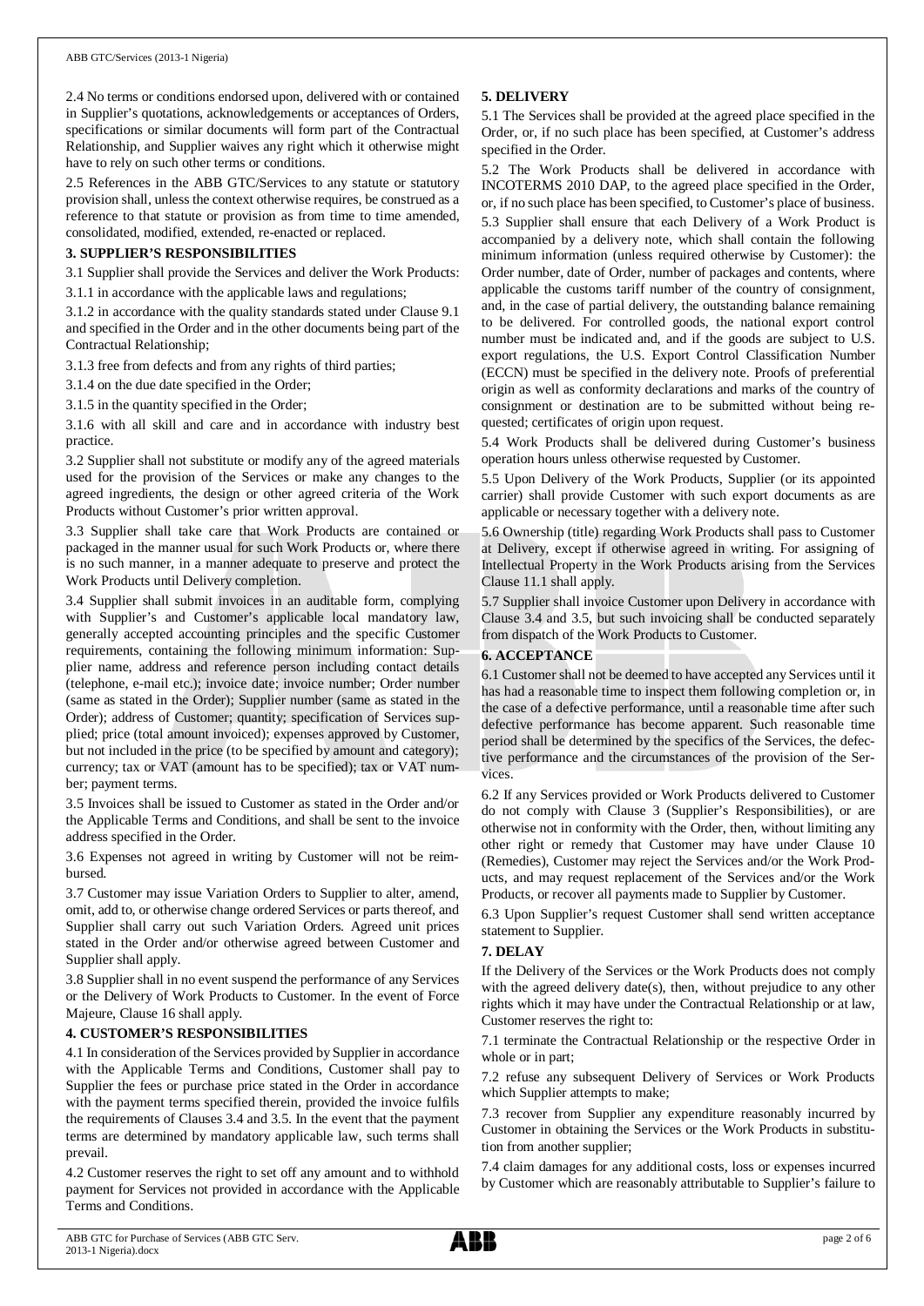2.4 No terms or conditions endorsed upon, delivered with or contained in Supplier's quotations, acknowledgements or acceptances of Orders, specifications or similar documents will form part of the Contractual Relationship, and Supplier waives any right which it otherwise might have to rely on such other terms or conditions.

2.5 References in the ABB GTC/Services to any statute or statutory provision shall, unless the context otherwise requires, be construed as a reference to that statute or provision as from time to time amended, consolidated, modified, extended, re-enacted or replaced.

**3. SUPPLIER'S RESPONSIBILITIES**

3.1 Supplier shall provide the Services and deliver the Work Products:

3.1.1 in accordance with the applicable laws and regulations;

3.1.2 in accordance with the quality standards stated under Clause 9.1 and specified in the Order and in the other documents being part of the Contractual Relationship;

3.1.3 free from defects and from any rights of third parties;

3.1.4 on the due date specified in the Order;

3.1.5 in the quantity specified in the Order;

3.1.6 with all skill and care and in accordance with industry best practice.

3.2 Supplier shall not substitute or modify any of the agreed materials used for the provision of the Services or make any changes to the agreed ingredients, the design or other agreed criteria of the Work Products without Customer's prior written approval.

3.3 Supplier shall take care that Work Products are contained or packaged in the manner usual for such Work Products or, where there is no such manner, in a manner adequate to preserve and protect the Work Products until Delivery completion.

3.4 Supplier shall submit invoices in an auditable form, complying with Supplier's and Customer's applicable local mandatory law, generally accepted accounting principles and the specific Customer requirements, containing the following minimum information: Supplier name, address and reference person including contact details (telephone, e-mail etc.); invoice date; invoice number; Order number (same as stated in the Order); Supplier number (same as stated in the Order); address of Customer; quantity; specification of Services supplied; price (total amount invoiced); expenses approved by Customer, but not included in the price (to be specified by amount and category); currency; tax or VAT (amount has to be specified); tax or VAT number; payment terms.

3.5 Invoices shall be issued to Customer as stated in the Order and/or the Applicable Terms and Conditions, and shall be sent to the invoice address specified in the Order.

3.6 Expenses not agreed in writing by Customer will not be reimbursed.

3.7 Customer may issue Variation Orders to Supplier to alter, amend, omit, add to, or otherwise change ordered Services or parts thereof, and Supplier shall carry out such Variation Orders. Agreed unit prices stated in the Order and/or otherwise agreed between Customer and Supplier shall apply.

3.8 Supplier shall in no event suspend the performance of any Services or the Delivery of Work Products to Customer. In the event of Force Majeure, Clause 16 shall apply.

**4. CUSTOMER'S RESPONSIBILITIES**

4.1 In consideration of the Services provided by Supplier in accordance with the Applicable Terms and Conditions, Customer shall pay to Supplier the fees or purchase price stated in the Order in accordance with the payment terms specified therein, provided the invoice fulfils the requirements of Clauses 3.4 and 3.5. In the event that the payment terms are determined by mandatory applicable law, such terms shall prevail.

4.2 Customer reserves the right to set off any amount and to withhold payment for Services not provided in accordance with the Applicable Terms and Conditions.

**5. DELIVERY**

5.1 The Services shall be provided at the agreed place specified in the Order, or, if no such place has been specified, at Customer's address specified in the Order.

5.2 The Work Products shall be delivered in accordance with INCOTERMS 2010 DAP, to the agreed place specified in the Order, or, if no such place has been specified, to Customer's place of business.

5.3 Supplier shall ensure that each Delivery of a Work Product is accompanied by a delivery note, which shall contain the following minimum information (unless required otherwise by Customer): the Order number, date of Order, number of packages and contents, where applicable the customs tariff number of the country of consignment, and, in the case of partial delivery, the outstanding balance remaining to be delivered. For controlled goods, the national export control number must be indicated and, and if the goods are subject to U.S. export regulations, the U.S. Export Control Classification Number (ECCN) must be specified in the delivery note. Proofs of preferential origin as well as conformity declarations and marks of the country of consignment or destination are to be submitted without being requested; certificates of origin upon request.

5.4 Work Products shall be delivered during Customer's business operation hours unless otherwise requested by Customer.

5.5 Upon Delivery of the Work Products, Supplier (or its appointed carrier) shall provide Customer with such export documents as are applicable or necessary together with a delivery note.

5.6 Ownership (title) regarding Work Products shall pass to Customer at Delivery, except if otherwise agreed in writing. For assigning of Intellectual Property in the Work Products arising from the Services Clause 11.1 shall apply.

5.7 Supplier shall invoice Customer upon Delivery in accordance with Clause 3.4 and 3.5, but such invoicing shall be conducted separately from dispatch of the Work Products to Customer.

**6. ACCEPTANCE**

6.1 Customer shall not be deemed to have accepted any Services until it has had a reasonable time to inspect them following completion or, in the case of a defective performance, until a reasonable time after such defective performance has become apparent. Such reasonable time period shall be determined by the specifics of the Services, the defective performance and the circumstances of the provision of the Services.

6.2 If any Services provided or Work Products delivered to Customer do not comply with Clause 3 (Supplier's Responsibilities), or are otherwise not in conformity with the Order, then, without limiting any other right or remedy that Customer may have under Clause 10 (Remedies), Customer may reject the Services and/or the Work Products, and may request replacement of the Services and/or the Work Products, or recover all payments made to Supplier by Customer.

6.3 Upon Supplier's request Customer shall send written acceptance statement to Supplier.

**7. DELAY**

If the Delivery of the Services or the Work Products does not comply with the agreed delivery date(s), then, without prejudice to any other rights which it may have under the Contractual Relationship or at law, Customer reserves the right to:

7.1 terminate the Contractual Relationship or the respective Order in whole or in part;

7.2 refuse any subsequent Delivery of Services or Work Products which Supplier attempts to make;

7.3 recover from Supplier any expenditure reasonably incurred by Customer in obtaining the Services or the Work Products in substitution from another supplier;

7.4 claim damages for any additional costs, loss or expenses incurred by Customer which are reasonably attributable to Supplier's failure to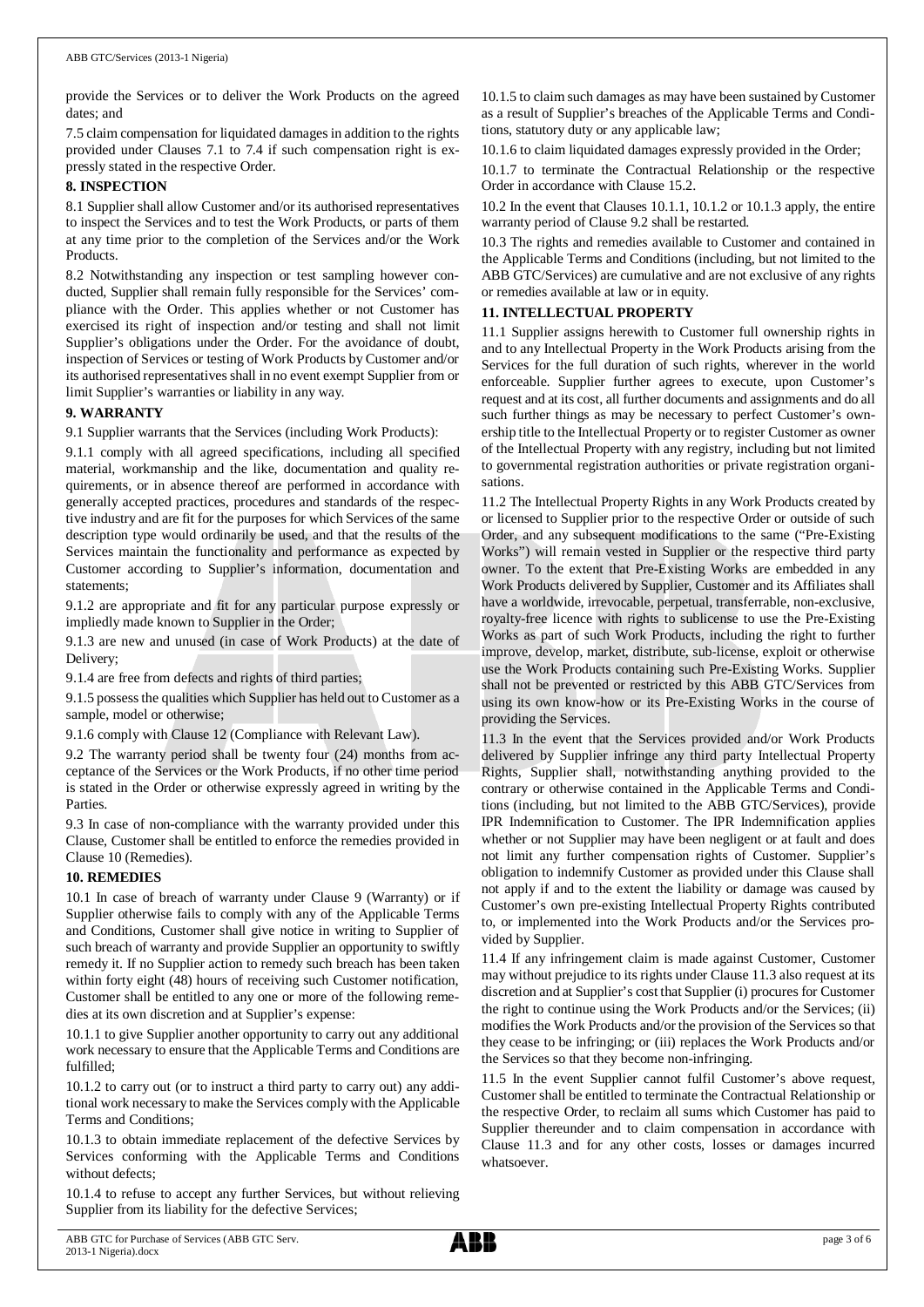provide the Services or to deliver the Work Products on the agreed dates; and

7.5 claim compensation for liquidated damages in addition to the rights provided under Clauses 7.1 to 7.4 if such compensation right is expressly stated in the respective Order.

## 8. INSPECTION

8.1 Supplier shall allow Customer and/or its authorised representatives to inspect the Services and to test the Work Products, or parts of them at any time prior to the completion of the Services and/or the Work Products.

8.2 Notwithstanding any inspection or test sampling however conducted, Supplier shall remain fully responsible for the Services' compliance with the Order. This applies whether or not Customer has exercised its right of inspection and/or testing and shall not limit Supplier's obligations under the Order. For the avoidance of doubt, inspection of Services or testing of Work Products by Customer and/or its authorised representatives shall in no event exempt Supplier from or limit Supplier's warranties or liability in any way.

## 9. WARRANTY

9.1 Supplier warrants that the Services (including Work Products):

9.1.1 comply with all agreed specifications, including all specified material, workmanship and the like, documentation and quality requirements, or in absence thereof are performed in accordance with generally accepted practices, procedures and standards of the respective industry and are fit for the purposes for which Services of the same description type would ordinarily be used, and that the results of the Services maintain the functionality and performance as expected by Customer according to Supplier's information, documentation and statements;

9.1.2 are appropriate and fit for any particular purpose expressly or impliedly made known to Supplier in the Order;

9.1.3 are new and unused (in case of Work Products) at the date of Delivery;

9.1.4 are free from defects and rights of third parties;

9.1.5 possess the qualities which Supplier has held out to Customer as a sample, model or otherwise;

9.1.6 comply with Clause 12 (Compliance with Relevant Law).

9.2 The warranty period shall be twenty four (24) months from acceptance of the Services or the Work Products, if no other time period is stated in the Order or otherwise expressly agreed in writing by the Parties.

9.3 In case of non-compliance with the warranty provided under this Clause, Customer shall be entitled to enforce the remedies provided in Clause 10 (Remedies).

## 10. REMEDIES

10.1 In case of breach of warranty under Clause 9 (Warranty) or if Supplier otherwise fails to comply with any of the Applicable Terms and Conditions, Customer shall give notice in writing to Supplier of such breach of warranty and provide Supplier an opportunity to swiftly remedy it. If no Supplier action to remedy such breach has been taken within forty eight (48) hours of receiving such Customer notification, Customer shall be entitled to any one or more of the following remedies at its own discretion and at Supplier's expense:

10.1.1 to give Supplier another opportunity to carry out any additional work necessary to ensure that the Applicable Terms and Conditions are fulfilled;

10.1.2 to carry out (or to instruct a third party to carry out) any additional work necessary to make the Services comply with the Applicable Terms and Conditions;

10.1.3 to obtain immediate replacement of the defective Services by Services conforming with the Applicable Terms and Conditions without defects;

10.1.4 to refuse to accept any further Services, but without relieving Supplier from its liability for the defective Services;

10.1.5 to claim such damages as may have been sustained by Customer as a result of Supplier's breaches of the Applicable Terms and Conditions, statutory duty or any applicable law;

10.1.6 to claim liquidated damages expressly provided in the Order;

10.1.7 to terminate the Contractual Relationship or the respective Order in accordance with Clause 15.2.

10.2 In the event that Clauses 10.1.1, 10.1.2 or 10.1.3 apply, the entire warranty period of Clause 9.2 shall be restarted.

10.3 The rights and remedies available to Customer and contained in the Applicable Terms and Conditions (including, but not limited to the ABB GTC/Services) are cumulative and are not exclusive of any rights or remedies available at law or in equity.

## 11. INTELLECTUAL PROPERTY

11.1 Supplier assigns herewith to Customer full ownership rights in and to any Intellectual Property in the Work Products arising from the Services for the full duration of such rights, wherever in the world enforceable. Supplier further agrees to execute, upon Customer's request and at its cost, all further documents and assignments and do all such further things as may be necessary to perfect Customer's ownership title to the Intellectual Property or to register Customer as owner of the Intellectual Property with any registry, including but not limited to governmental registration authorities or private registration organisations.

11.2 The Intellectual Property Rights in any Work Products created by or licensed to Supplier prior to the respective Order or outside of such Order, and any subsequent modifications to the same ("Pre-Existing Works") will remain vested in Supplier or the respective third party owner. To the extent that Pre-Existing Works are embedded in any Work Products delivered by Supplier, Customer and its Affiliates shall have a worldwide, irrevocable, perpetual, transferrable, non-exclusive, royalty-free licence with rights to sublicense to use the Pre-Existing Works as part of such Work Products, including the right to further improve, develop, market, distribute, sub-license, exploit or otherwise use the Work Products containing such Pre-Existing Works. Supplier shall not be prevented or restricted by this ABB GTC/Services from using its own know-how or its Pre-Existing Works in the course of providing the Services.

11.3 In the event that the Services provided and/or Work Products delivered by Supplier infringe any third party Intellectual Property Rights, Supplier shall, notwithstanding anything provided to the contrary or otherwise contained in the Applicable Terms and Conditions (including, but not limited to the ABB GTC/Services), provide IPR Indemnification to Customer. The IPR Indemnification applies whether or not Supplier may have been negligent or at fault and does not limit any further compensation rights of Customer. Supplier's obligation to indemnify Customer as provided under this Clause shall not apply if and to the extent the liability or damage was caused by Customer's own pre-existing Intellectual Property Rights contributed to, or implemented into the Work Products and/or the Services provided by Supplier.

11.4 If any infringement claim is made against Customer, Customer may without prejudice to its rights under Clause 11.3 also request at its discretion and at Supplier's cost that Supplier (i) procures for Customer the right to continue using the Work Products and/or the Services; (ii) modifies the Work Products and/or the provision of the Services so that they cease to be infringing; or (iii) replaces the Work Products and/or the Services so that they become non-infringing.

11.5 In the event Supplier cannot fulfil Customer's above request, Customer shall be entitled to terminate the Contractual Relationship or the respective Order, to reclaim all sums which Customer has paid to Supplier thereunder and to claim compensation in accordance with Clause 11.3 and for any other costs, losses or damages incurred whatsoever.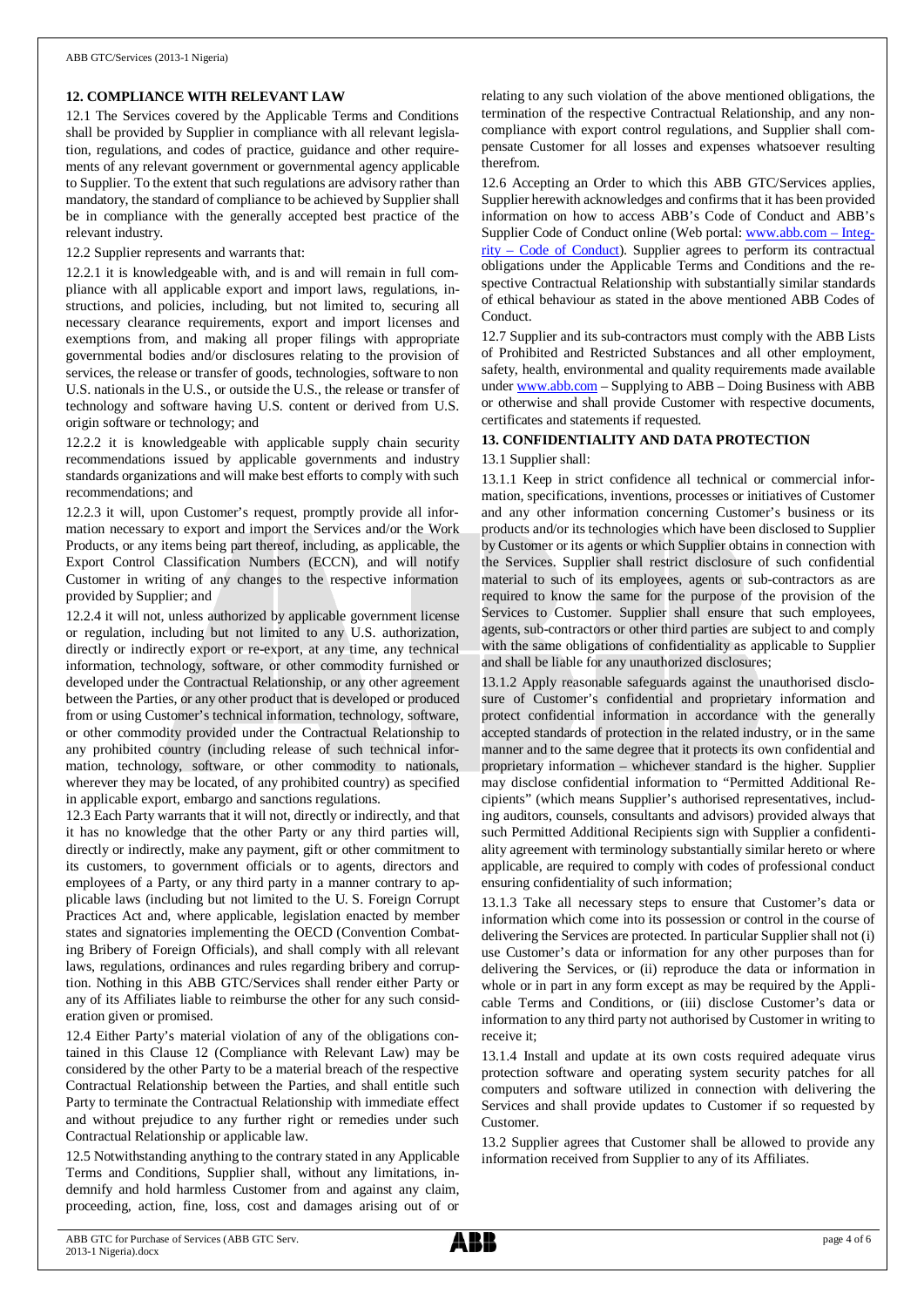## 12. COMPLIANCE WITH RELEVANT LAW

12.1 The Services covered by the Applicable Terms and Conditions shall be provided by Supplier in compliance with all relevant legislation, regulations, and codes of practice, guidance and other requirements of any relevant government or governmental agency applicable to Supplier. To the extent that such regulations are advisory rather than mandatory, the standard of compliance to be achieved by Supplier shall be in compliance with the generally accepted best practice of the relevant industry.

12.2 Supplier represents and warrants that:

12.2.1 it is knowledgeable with, and is and will remain in full compliance with all applicable export and import laws, regulations, instructions, and policies, including, but not limited to, securing all necessary clearance requirements, export and import licenses and exemptions from, and making all proper filings with appropriate governmental bodies and/or disclosures relating to the provision of services, the release or transfer of goods, technologies, software to non U.S. nationals in the U.S., or outside the U.S., the release or transfer of technology and software having U.S. content or derived from U.S. origin software or technology; and

12.2.2 it is knowledgeable with applicable supply chain security recommendations issued by applicable governments and industry standards organizations and will make best efforts to comply with such recommendations; and

12.2.3 it will, upon Customer's request, promptly provide all information necessary to export and import the Services and/or the Work Products, or any items being part thereof, including, as applicable, the Export Control Classification Numbers (ECCN), and will notify Customer in writing of any changes to the respective information provided by Supplier; and

12.2.4 it will not, unless authorized by applicable government license or regulation, including but not limited to any U.S. authorization, directly or indirectly export or re-export, at any time, any technical information, technology, software, or other commodity furnished or developed under the Contractual Relationship, or any other agreement between the Parties, or any other product that is developed or produced from or using Customer's technical information, technology, software, or other commodity provided under the Contractual Relationship to any prohibited country (including release of such technical information, technology, software, or other commodity to nationals, wherever they may be located, of any prohibited country) as specified in applicable export, embargo and sanctions regulations.

12.3 Each Party warrants that it will not, directly or indirectly, and that it has no knowledge that the other Party or any third parties will, directly or indirectly, make any payment, gift or other commitment to its customers, to government officials or to agents, directors and employees of a Party, or any third party in a manner contrary to applicable laws (including but not limited to the U. S. Foreign Corrupt Practices Act and, where applicable, legislation enacted by member states and signatories implementing the OECD (Convention Combating Bribery of Foreign Officials), and shall comply with all relevant laws, regulations, ordinances and rules regarding bribery and corruption. Nothing in this ABB GTC/Services shall render either Party or any of its Affiliates liable to reimburse the other for any such consideration given or promised.

12.4 Either Party's material violation of any of the obligations contained in this Clause 12 (Compliance with Relevant Law) may be considered by the other Party to be a material breach of the respective Contractual Relationship between the Parties, and shall entitle such Party to terminate the Contractual Relationship with immediate effect and without prejudice to any further right or remedies under such Contractual Relationship or applicable law.

12.5 Notwithstanding anything to the contrary stated in any Applicable Terms and Conditions, Supplier shall, without any limitations, indemnify and hold harmless Customer from and against any claim, proceeding, action, fine, loss, cost and damages arising out of or relating to any such violation of the above mentioned obligations, the termination of the respective Contractual Relationship, and any non-compliance with export control regulations, and Supplier shall compensate Customer for all losses and expenses whatsoever resulting therefrom.

12.6 Accepting an Order to which this ABB GTC/Services applies, Supplier herewith acknowledges and confirms that it has been provided information on how to access ABB's Code of Conduct and ABB's Supplier Code of Conduct online (Web portal: www.abb.com – Integrity – Code of Conduct). Supplier agrees to perform its contractual obligations under the Applicable Terms and Conditions and the respective Contractual Relationship with substantially similar standards of ethical behaviour as stated in the above mentioned ABB Codes of Conduct.

12.7 Supplier and its sub-contractors must comply with the ABB Lists of Prohibited and Restricted Substances and all other employment, safety, health, environmental and quality requirements made available under www.abb.com – Supplying to ABB – Doing Business with ABB or otherwise and shall provide Customer with respective documents, certificates and statements if requested.

## 13. CONFIDENTIALITY AND DATA PROTECTION

13.1 Supplier shall:

13.1.1 Keep in strict confidence all technical or commercial information, specifications, inventions, processes or initiatives of Customer and any other information concerning Customer's business or its products and/or its technologies which have been disclosed to Supplier by Customer or its agents or which Supplier obtains in connection with the Services. Supplier shall restrict disclosure of such confidential material to such of its employees, agents or sub-contractors as are required to know the same for the purpose of the provision of the Services to Customer. Supplier shall ensure that such employees, agents, sub-contractors or other third parties are subject to and comply with the same obligations of confidentiality as applicable to Supplier and shall be liable for any unauthorized disclosures;

13.1.2 Apply reasonable safeguards against the unauthorised disclosure of Customer's confidential and proprietary information and protect confidential information in accordance with the generally accepted standards of protection in the related industry, or in the same manner and to the same degree that it protects its own confidential and proprietary information – whichever standard is the higher. Supplier may disclose confidential information to "Permitted Additional Recipients" (which means Supplier's authorised representatives, including auditors, counsels, consultants and advisors) provided always that such Permitted Additional Recipients sign with Supplier a confidentiality agreement with terminology substantially similar hereto or where applicable, are required to comply with codes of professional conduct ensuring confidentiality of such information;

13.1.3 Take all necessary steps to ensure that Customer's data or information which come into its possession or control in the course of delivering the Services are protected. In particular Supplier shall not (i) use Customer's data or information for any other purposes than for delivering the Services, or (ii) reproduce the data or information in whole or in part in any form except as may be required by the Applicable Terms and Conditions, or (iii) disclose Customer's data or information to any third party not authorised by Customer in writing to receive it;

13.1.4 Install and update at its own costs required adequate virus protection software and operating system security patches for all computers and software utilized in connection with delivering the Services and shall provide updates to Customer if so requested by Customer.

13.2 Supplier agrees that Customer shall be allowed to provide any information received from Supplier to any of its Affiliates.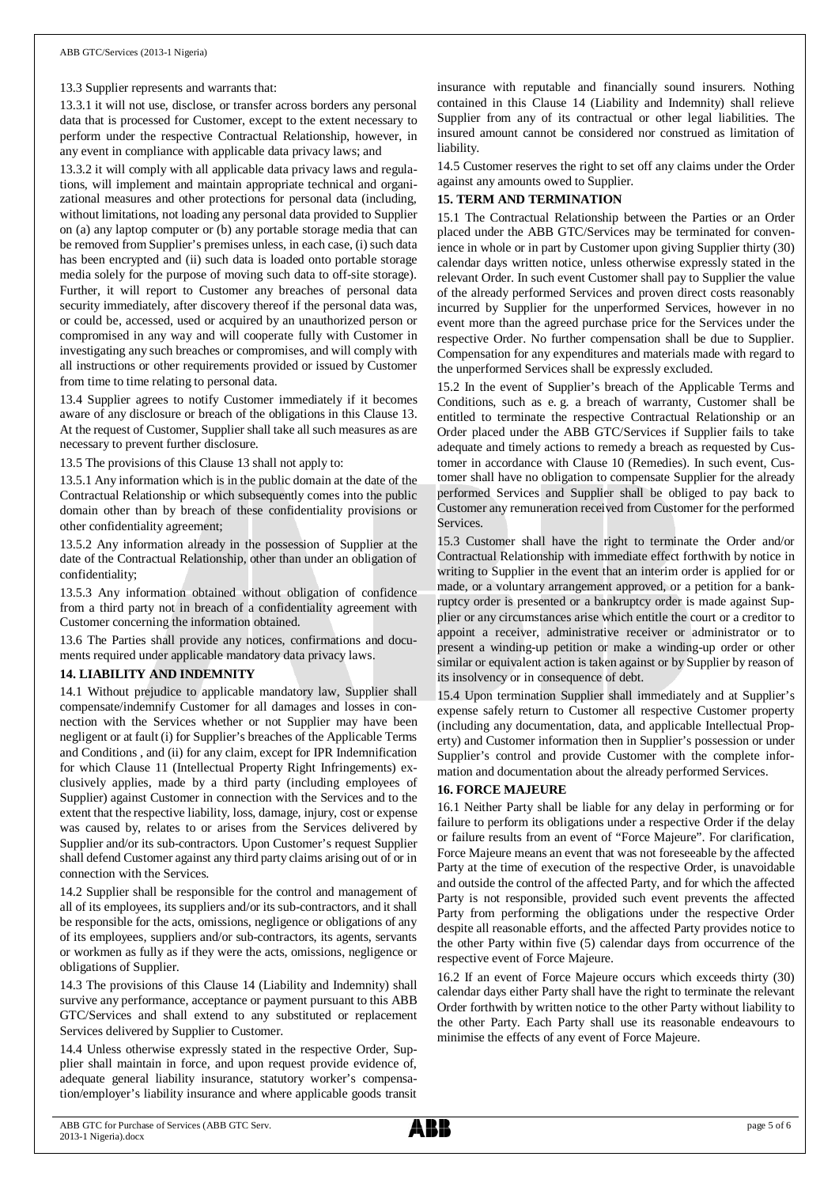13.3 Supplier represents and warrants that:

13.3.1 it will not use, disclose, or transfer across borders any personal data that is processed for Customer, except to the extent necessary to perform under the respective Contractual Relationship, however, in any event in compliance with applicable data privacy laws; and

13.3.2 it will comply with all applicable data privacy laws and regulations, will implement and maintain appropriate technical and organizational measures and other protections for personal data (including, without limitations, not loading any personal data provided to Supplier on (a) any laptop computer or (b) any portable storage media that can be removed from Supplier's premises unless, in each case, (i) such data has been encrypted and (ii) such data is loaded onto portable storage media solely for the purpose of moving such data to off-site storage). Further, it will report to Customer any breaches of personal data security immediately, after discovery thereof if the personal data was, or could be, accessed, used or acquired by an unauthorized person or compromised in any way and will cooperate fully with Customer in investigating any such breaches or compromises, and will comply with all instructions or other requirements provided or issued by Customer from time to time relating to personal data.

13.4 Supplier agrees to notify Customer immediately if it becomes aware of any disclosure or breach of the obligations in this Clause 13. At the request of Customer, Supplier shall take all such measures as are necessary to prevent further disclosure.

13.5 The provisions of this Clause 13 shall not apply to:

13.5.1 Any information which is in the public domain at the date of the Contractual Relationship or which subsequently comes into the public domain other than by breach of these confidentiality provisions or other confidentiality agreement;

13.5.2 Any information already in the possession of Supplier at the date of the Contractual Relationship, other than under an obligation of confidentiality;

13.5.3 Any information obtained without obligation of confidence from a third party not in breach of a confidentiality agreement with Customer concerning the information obtained.

13.6 The Parties shall provide any notices, confirmations and documents required under applicable mandatory data privacy laws.

## 14. LIABILITY AND INDEMNITY

14.1 Without prejudice to applicable mandatory law, Supplier shall compensate/indemnify Customer for all damages and losses in connection with the Services whether or not Supplier may have been negligent or at fault (i) for Supplier's breaches of the Applicable Terms and Conditions , and (ii) for any claim, except for IPR Indemnification for which Clause 11 (Intellectual Property Right Infringements) exclusively applies, made by a third party (including employees of Supplier) against Customer in connection with the Services and to the extent that the respective liability, loss, damage, injury, cost or expense was caused by, relates to or arises from the Services delivered by Supplier and/or its sub-contractors. Upon Customer's request Supplier shall defend Customer against any third party claims arising out of or in connection with the Services.

14.2 Supplier shall be responsible for the control and management of all of its employees, its suppliers and/or its sub-contractors, and it shall be responsible for the acts, omissions, negligence or obligations of any of its employees, suppliers and/or sub-contractors, its agents, servants or workmen as fully as if they were the acts, omissions, negligence or obligations of Supplier.

14.3 The provisions of this Clause 14 (Liability and Indemnity) shall survive any performance, acceptance or payment pursuant to this ABB GTC/Services and shall extend to any substituted or replacement Services delivered by Supplier to Customer.

14.4 Unless otherwise expressly stated in the respective Order, Supplier shall maintain in force, and upon request provide evidence of, adequate general liability insurance, statutory worker's compensation/employer's liability insurance and where applicable goods transit insurance with reputable and financially sound insurers. Nothing contained in this Clause 14 (Liability and Indemnity) shall relieve Supplier from any of its contractual or other legal liabilities. The insured amount cannot be considered nor construed as limitation of liability.

14.5 Customer reserves the right to set off any claims under the Order against any amounts owed to Supplier.

## 15. TERM AND TERMINATION

15.1 The Contractual Relationship between the Parties or an Order placed under the ABB GTC/Services may be terminated for convenience in whole or in part by Customer upon giving Supplier thirty (30) calendar days written notice, unless otherwise expressly stated in the relevant Order. In such event Customer shall pay to Supplier the value of the already performed Services and proven direct costs reasonably incurred by Supplier for the unperformed Services, however in no event more than the agreed purchase price for the Services under the respective Order. No further compensation shall be due to Supplier. Compensation for any expenditures and materials made with regard to the unperformed Services shall be expressly excluded.

15.2 In the event of Supplier's breach of the Applicable Terms and Conditions, such as e. g. a breach of warranty, Customer shall be entitled to terminate the respective Contractual Relationship or an Order placed under the ABB GTC/Services if Supplier fails to take adequate and timely actions to remedy a breach as requested by Customer in accordance with Clause 10 (Remedies). In such event, Customer shall have no obligation to compensate Supplier for the already performed Services and Supplier shall be obliged to pay back to Customer any remuneration received from Customer for the performed Services.

15.3 Customer shall have the right to terminate the Order and/or Contractual Relationship with immediate effect forthwith by notice in writing to Supplier in the event that an interim order is applied for or made, or a voluntary arrangement approved, or a petition for a bankruptcy order is presented or a bankruptcy order is made against Supplier or any circumstances arise which entitle the court or a creditor to appoint a receiver, administrative receiver or administrator or to present a winding-up petition or make a winding-up order or other similar or equivalent action is taken against or by Supplier by reason of its insolvency or in consequence of debt.

15.4 Upon termination Supplier shall immediately and at Supplier's expense safely return to Customer all respective Customer property (including any documentation, data, and applicable Intellectual Property) and Customer information then in Supplier's possession or under Supplier's control and provide Customer with the complete information and documentation about the already performed Services.

## 16. FORCE MAJEURE

16.1 Neither Party shall be liable for any delay in performing or for failure to perform its obligations under a respective Order if the delay or failure results from an event of "Force Majeure". For clarification, Force Majeure means an event that was not foreseeable by the affected Party at the time of execution of the respective Order, is unavoidable and outside the control of the affected Party, and for which the affected Party is not responsible, provided such event prevents the affected Party from performing the obligations under the respective Order despite all reasonable efforts, and the affected Party provides notice to the other Party within five (5) calendar days from occurrence of the respective event of Force Majeure.

16.2 If an event of Force Majeure occurs which exceeds thirty (30) calendar days either Party shall have the right to terminate the relevant Order forthwith by written notice to the other Party without liability to the other Party. Each Party shall use its reasonable endeavours to minimise the effects of any event of Force Majeure.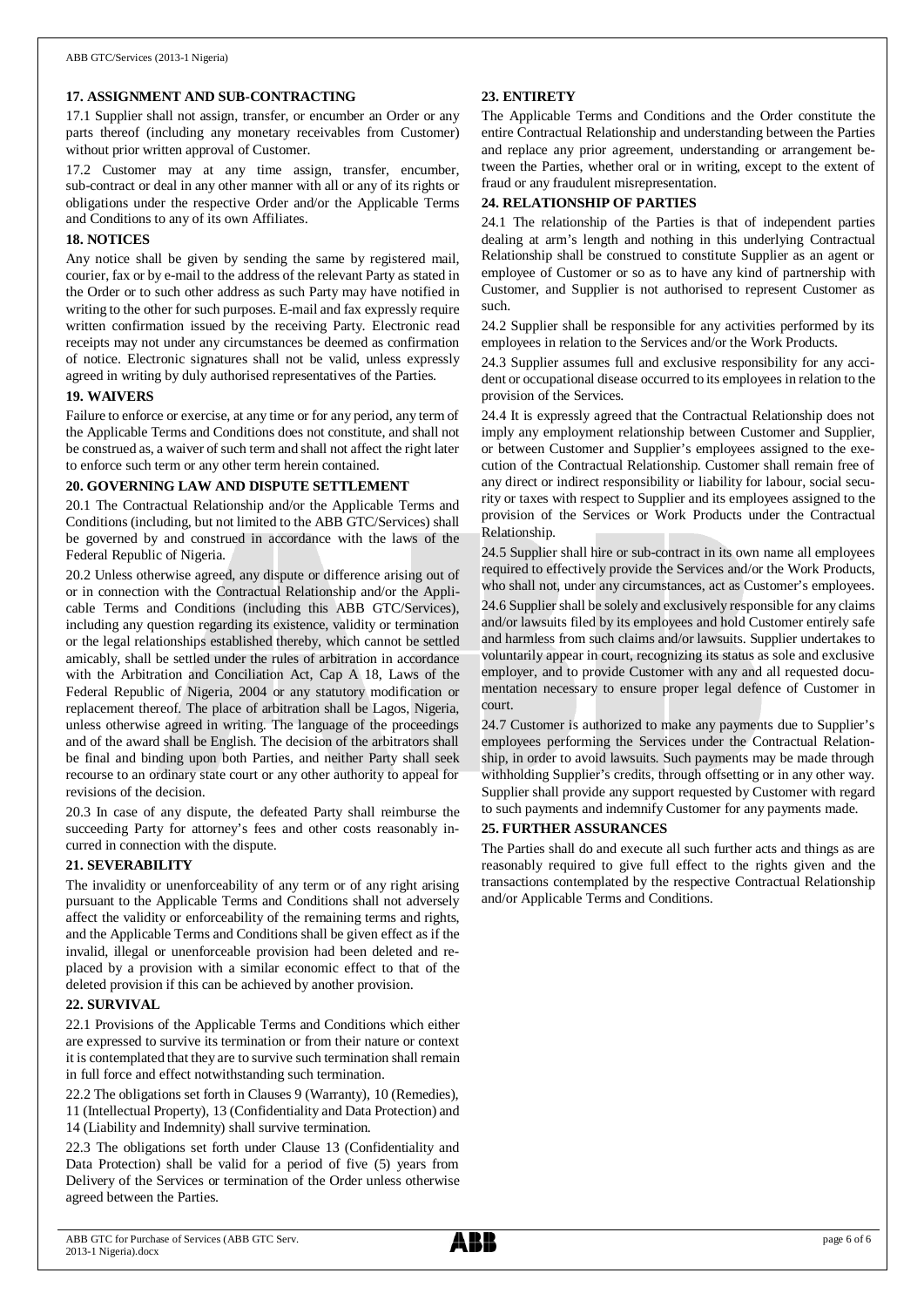## 17. ASSIGNMENT AND SUB-CONTRACTING

17.1 Supplier shall not assign, transfer, or encumber an Order or any parts thereof (including any monetary receivables from Customer) without prior written approval of Customer.

17.2 Customer may at any time assign, transfer, encumber, sub-contract or deal in any other manner with all or any of its rights or obligations under the respective Order and/or the Applicable Terms and Conditions to any of its own Affiliates.

## 18. NOTICES

Any notice shall be given by sending the same by registered mail, courier, fax or by e-mail to the address of the relevant Party as stated in the Order or to such other address as such Party may have notified in writing to the other for such purposes. E-mail and fax expressly require written confirmation issued by the receiving Party. Electronic read receipts may not under any circumstances be deemed as confirmation of notice. Electronic signatures shall not be valid, unless expressly agreed in writing by duly authorised representatives of the Parties.

## 19. WAIVERS

Failure to enforce or exercise, at any time or for any period, any term of the Applicable Terms and Conditions does not constitute, and shall not be construed as, a waiver of such term and shall not affect the right later to enforce such term or any other term herein contained.

## 20. GOVERNING LAW AND DISPUTE SETTLEMENT

20.1 The Contractual Relationship and/or the Applicable Terms and Conditions (including, but not limited to the ABB GTC/Services) shall be governed by and construed in accordance with the laws of the Federal Republic of Nigeria.

20.2 Unless otherwise agreed, any dispute or difference arising out of or in connection with the Contractual Relationship and/or the Applicable Terms and Conditions (including this ABB GTC/Services), including any question regarding its existence, validity or termination or the legal relationships established thereby, which cannot be settled amicably, shall be settled under the rules of arbitration in accordance with the Arbitration and Conciliation Act, Cap A 18, Laws of the Federal Republic of Nigeria, 2004 or any statutory modification or replacement thereof. The place of arbitration shall be Lagos, Nigeria, unless otherwise agreed in writing. The language of the proceedings and of the award shall be English. The decision of the arbitrators shall be final and binding upon both Parties, and neither Party shall seek recourse to an ordinary state court or any other authority to appeal for revisions of the decision.

20.3 In case of any dispute, the defeated Party shall reimburse the succeeding Party for attorney's fees and other costs reasonably incurred in connection with the dispute.

## 21. SEVERABILITY

The invalidity or unenforceability of any term or of any right arising pursuant to the Applicable Terms and Conditions shall not adversely affect the validity or enforceability of the remaining terms and rights, and the Applicable Terms and Conditions shall be given effect as if the invalid, illegal or unenforceable provision had been deleted and replaced by a provision with a similar economic effect to that of the deleted provision if this can be achieved by another provision.

## 22. SURVIVAL

22.1 Provisions of the Applicable Terms and Conditions which either are expressed to survive its termination or from their nature or context it is contemplated that they are to survive such termination shall remain in full force and effect notwithstanding such termination.

22.2 The obligations set forth in Clauses 9 (Warranty), 10 (Remedies), 11 (Intellectual Property), 13 (Confidentiality and Data Protection) and 14 (Liability and Indemnity) shall survive termination.

22.3 The obligations set forth under Clause 13 (Confidentiality and Data Protection) shall be valid for a period of five (5) years from Delivery of the Services or termination of the Order unless otherwise agreed between the Parties.

## 23. ENTIRETY

The Applicable Terms and Conditions and the Order constitute the entire Contractual Relationship and understanding between the Parties and replace any prior agreement, understanding or arrangement between the Parties, whether oral or in writing, except to the extent of fraud or any fraudulent misrepresentation.

## 24. RELATIONSHIP OF PARTIES

24.1 The relationship of the Parties is that of independent parties dealing at arm's length and nothing in this underlying Contractual Relationship shall be construed to constitute Supplier as an agent or employee of Customer or so as to have any kind of partnership with Customer, and Supplier is not authorised to represent Customer as such.

24.2 Supplier shall be responsible for any activities performed by its employees in relation to the Services and/or the Work Products.

24.3 Supplier assumes full and exclusive responsibility for any accident or occupational disease occurred to its employees in relation to the provision of the Services.

24.4 It is expressly agreed that the Contractual Relationship does not imply any employment relationship between Customer and Supplier, or between Customer and Supplier's employees assigned to the execution of the Contractual Relationship. Customer shall remain free of any direct or indirect responsibility or liability for labour, social security or taxes with respect to Supplier and its employees assigned to the provision of the Services or Work Products under the Contractual Relationship.

24.5 Supplier shall hire or sub-contract in its own name all employees required to effectively provide the Services and/or the Work Products, who shall not, under any circumstances, act as Customer's employees.

24.6 Supplier shall be solely and exclusively responsible for any claims and/or lawsuits filed by its employees and hold Customer entirely safe and harmless from such claims and/or lawsuits. Supplier undertakes to voluntarily appear in court, recognizing its status as sole and exclusive employer, and to provide Customer with any and all requested documentation necessary to ensure proper legal defence of Customer in court.

24.7 Customer is authorized to make any payments due to Supplier's employees performing the Services under the Contractual Relationship, in order to avoid lawsuits. Such payments may be made through withholding Supplier's credits, through offsetting or in any other way. Supplier shall provide any support requested by Customer with regard to such payments and indemnify Customer for any payments made.

## 25. FURTHER ASSURANCES

The Parties shall do and execute all such further acts and things as are reasonably required to give full effect to the rights given and the transactions contemplated by the respective Contractual Relationship and/or Applicable Terms and Conditions.